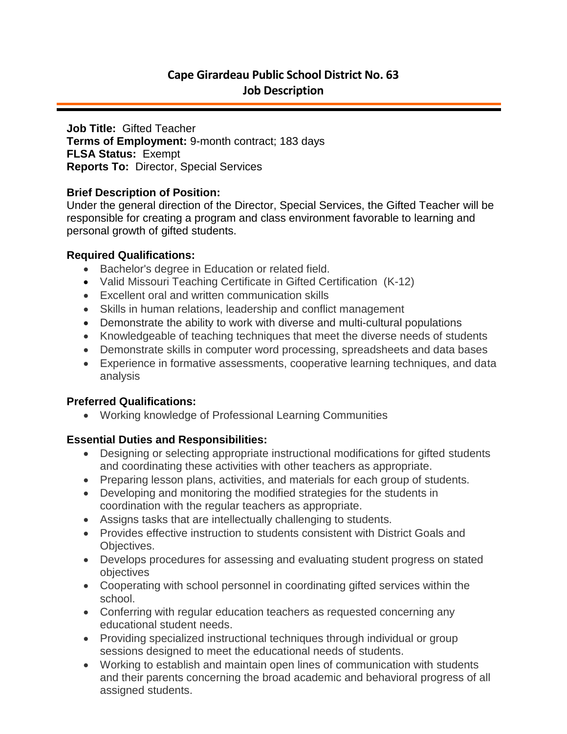# Cape Girardeau Public School District No. 63
# Job Description

---

**Job Title:** Gifted Teacher
**Terms of Employment:** 9-month contract; 183 days
**FLSA Status:** Exempt
**Reports To:** Director, Special Services

**Brief Description of Position:**
Under the general direction of the Director, Special Services, the Gifted Teacher will be responsible for creating a program and class environment favorable to learning and personal growth of gifted students.

**Required Qualifications:**

- Bachelor's degree in Education or related field.
- Valid Missouri Teaching Certificate in Gifted Certification (K-12)
- Excellent oral and written communication skills
- Skills in human relations, leadership and conflict management
- Demonstrate the ability to work with diverse and multi-cultural populations
- Knowledgeable of teaching techniques that meet the diverse needs of students
- Demonstrate skills in computer word processing, spreadsheets and data bases
- Experience in formative assessments, cooperative learning techniques, and data analysis

**Preferred Qualifications:**

- Working knowledge of Professional Learning Communities

**Essential Duties and Responsibilities:**

- Designing or selecting appropriate instructional modifications for gifted students and coordinating these activities with other teachers as appropriate.
- Preparing lesson plans, activities, and materials for each group of students.
- Developing and monitoring the modified strategies for the students in coordination with the regular teachers as appropriate.
- Assigns tasks that are intellectually challenging to students.
- Provides effective instruction to students consistent with District Goals and Objectives.
- Develops procedures for assessing and evaluating student progress on stated objectives
- Cooperating with school personnel in coordinating gifted services within the school.
- Conferring with regular education teachers as requested concerning any educational student needs.
- Providing specialized instructional techniques through individual or group sessions designed to meet the educational needs of students.
- Working to establish and maintain open lines of communication with students and their parents concerning the broad academic and behavioral progress of all assigned students.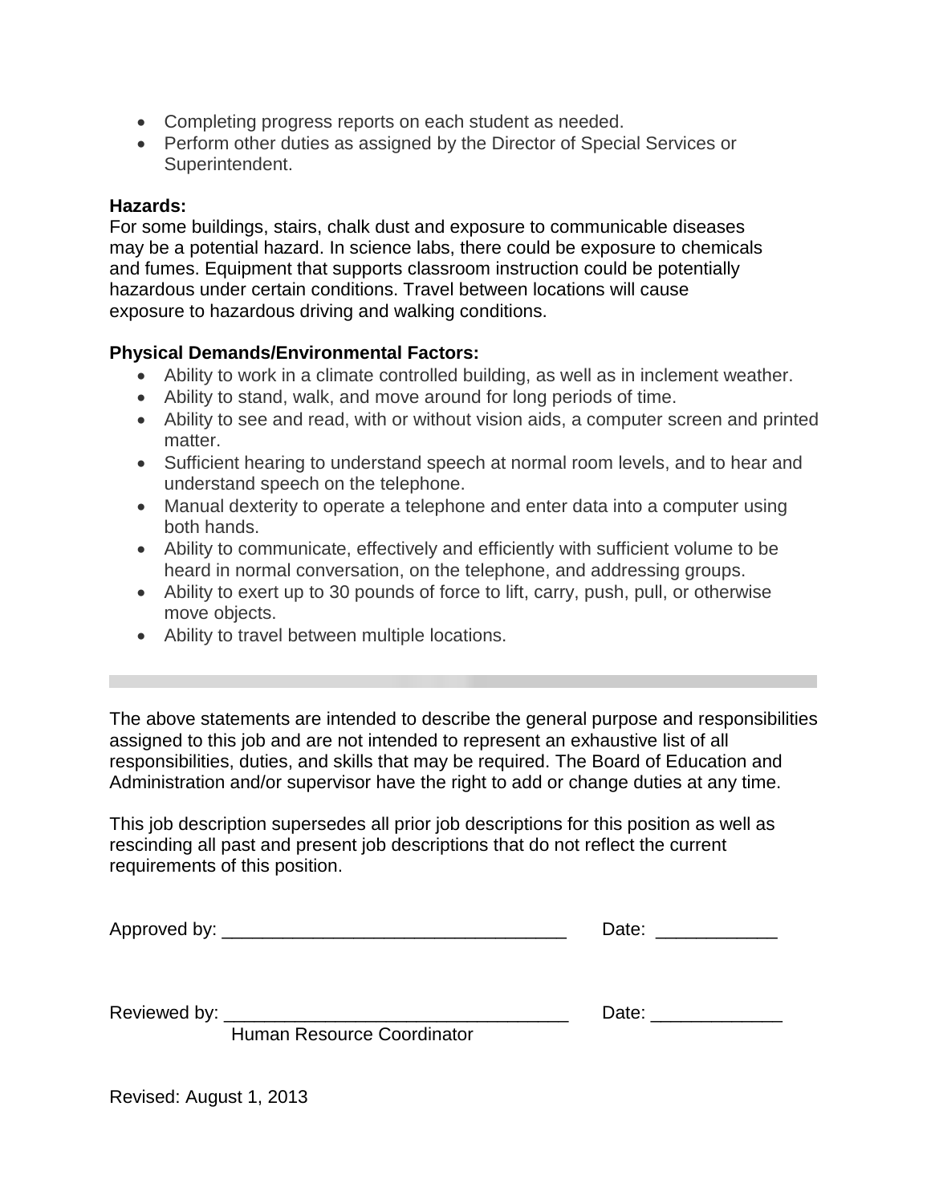- Completing progress reports on each student as needed.
- Perform other duties as assigned by the Director of Special Services or Superintendent.

**Hazards:**

For some buildings, stairs, chalk dust and exposure to communicable diseases may be a potential hazard. In science labs, there could be exposure to chemicals and fumes. Equipment that supports classroom instruction could be potentially hazardous under certain conditions. Travel between locations will cause exposure to hazardous driving and walking conditions.

**Physical Demands/Environmental Factors:**

- Ability to work in a climate controlled building, as well as in inclement weather.
- Ability to stand, walk, and move around for long periods of time.
- Ability to see and read, with or without vision aids, a computer screen and printed matter.
- Sufficient hearing to understand speech at normal room levels, and to hear and understand speech on the telephone.
- Manual dexterity to operate a telephone and enter data into a computer using both hands.
- Ability to communicate, effectively and efficiently with sufficient volume to be heard in normal conversation, on the telephone, and addressing groups.
- Ability to exert up to 30 pounds of force to lift, carry, push, pull, or otherwise move objects.
- Ability to travel between multiple locations.

---

The above statements are intended to describe the general purpose and responsibilities assigned to this job and are not intended to represent an exhaustive list of all responsibilities, duties, and skills that may be required. The Board of Education and Administration and/or supervisor have the right to add or change duties at any time.

This job description supersedes all prior job descriptions for this position as well as rescinding all past and present job descriptions that do not reflect the current requirements of this position.

Approved by: ___________________________________ Date: ____________

Reviewed by: ___________________________________ Date: _____________
Human Resource Coordinator

Revised: August 1, 2013